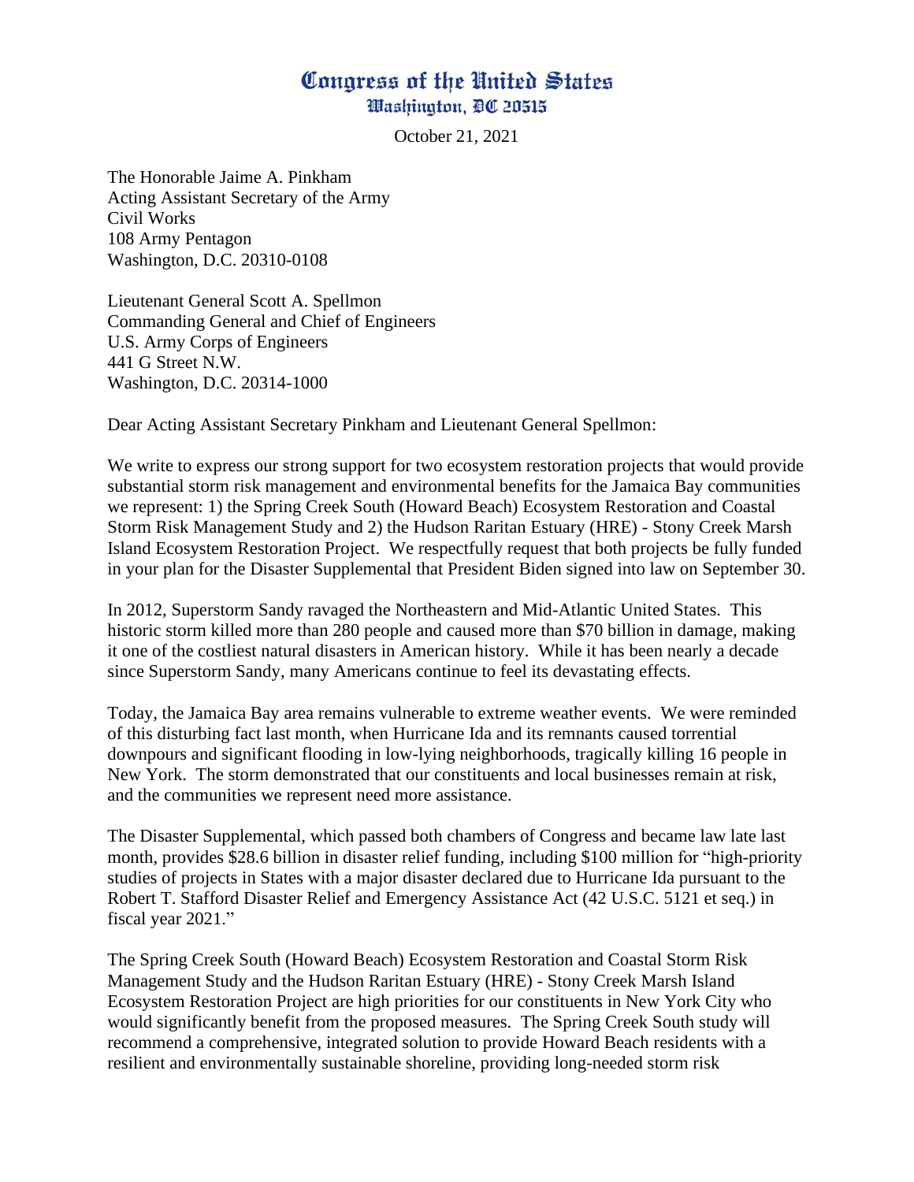# Congress of the United States
## Washington, DC 20515

October 21, 2021

The Honorable Jaime A. Pinkham
Acting Assistant Secretary of the Army
Civil Works
108 Army Pentagon
Washington, D.C. 20310-0108

Lieutenant General Scott A. Spellmon
Commanding General and Chief of Engineers
U.S. Army Corps of Engineers
441 G Street N.W.
Washington, D.C. 20314-1000

Dear Acting Assistant Secretary Pinkham and Lieutenant General Spellmon:

We write to express our strong support for two ecosystem restoration projects that would provide substantial storm risk management and environmental benefits for the Jamaica Bay communities we represent: 1) the Spring Creek South (Howard Beach) Ecosystem Restoration and Coastal Storm Risk Management Study and 2) the Hudson Raritan Estuary (HRE) - Stony Creek Marsh Island Ecosystem Restoration Project. We respectfully request that both projects be fully funded in your plan for the Disaster Supplemental that President Biden signed into law on September 30.

In 2012, Superstorm Sandy ravaged the Northeastern and Mid-Atlantic United States. This historic storm killed more than 280 people and caused more than $70 billion in damage, making it one of the costliest natural disasters in American history. While it has been nearly a decade since Superstorm Sandy, many Americans continue to feel its devastating effects.

Today, the Jamaica Bay area remains vulnerable to extreme weather events. We were reminded of this disturbing fact last month, when Hurricane Ida and its remnants caused torrential downpours and significant flooding in low-lying neighborhoods, tragically killing 16 people in New York. The storm demonstrated that our constituents and local businesses remain at risk, and the communities we represent need more assistance.

The Disaster Supplemental, which passed both chambers of Congress and became law late last month, provides $28.6 billion in disaster relief funding, including $100 million for "high-priority studies of projects in States with a major disaster declared due to Hurricane Ida pursuant to the Robert T. Stafford Disaster Relief and Emergency Assistance Act (42 U.S.C. 5121 et seq.) in fiscal year 2021."

The Spring Creek South (Howard Beach) Ecosystem Restoration and Coastal Storm Risk Management Study and the Hudson Raritan Estuary (HRE) - Stony Creek Marsh Island Ecosystem Restoration Project are high priorities for our constituents in New York City who would significantly benefit from the proposed measures. The Spring Creek South study will recommend a comprehensive, integrated solution to provide Howard Beach residents with a resilient and environmentally sustainable shoreline, providing long-needed storm risk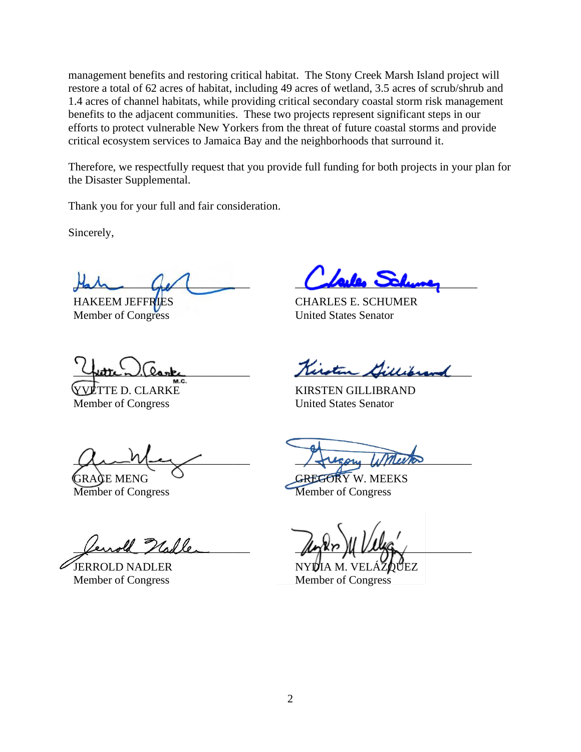management benefits and restoring critical habitat. The Stony Creek Marsh Island project will restore a total of 62 acres of habitat, including 49 acres of wetland, 3.5 acres of scrub/shrub and 1.4 acres of channel habitats, while providing critical secondary coastal storm risk management benefits to the adjacent communities. These two projects represent significant steps in our efforts to protect vulnerable New Yorkers from the threat of future coastal storms and provide critical ecosystem services to Jamaica Bay and the neighborhoods that surround it.

Therefore, we respectfully request that you provide full funding for both projects in your plan for the Disaster Supplemental.

Thank you for your full and fair consideration.

Sincerely,

HAKEEM JEFFRIES
Member of Congress

CHARLES E. SCHUMER
United States Senator

YVETTE D. CLARKE
Member of Congress

KIRSTEN GILLIBRAND
United States Senator

GRACE MENG
Member of Congress

GREGORY W. MEEKS
Member of Congress

JERROLD NADLER
Member of Congress

NYDIA M. VELÁZQUEZ
Member of Congress